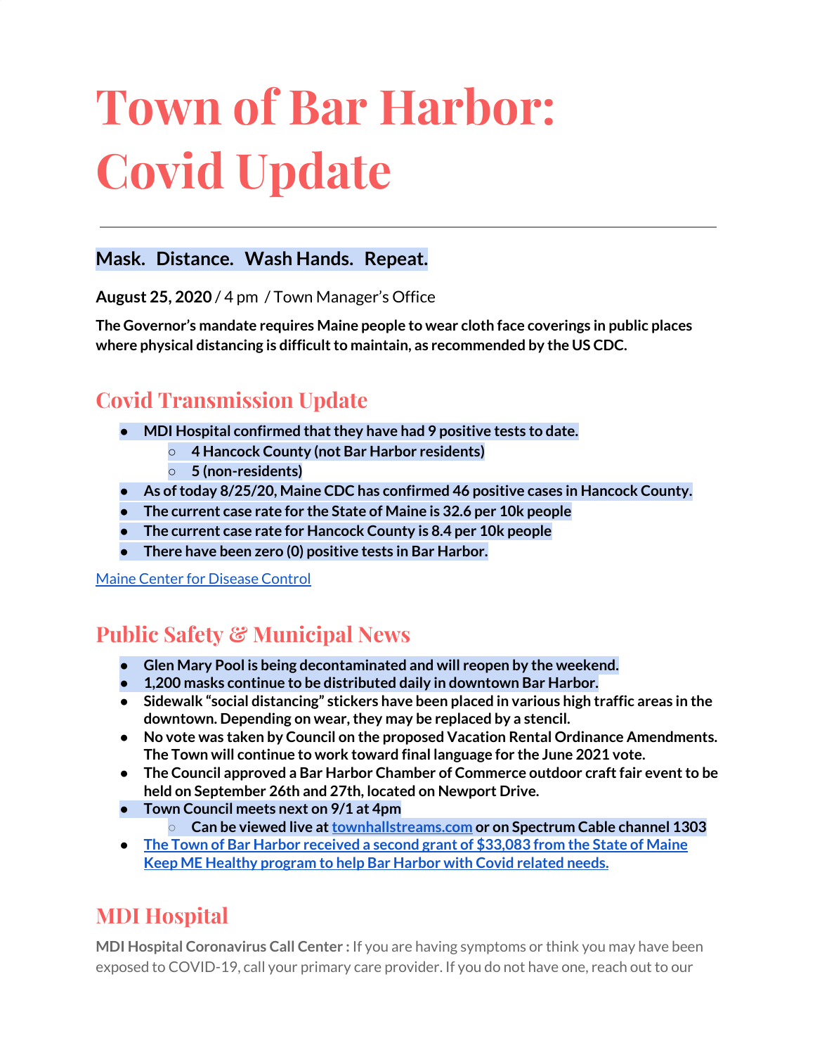# Town of Bar Harbor: Covid Update

---

## Mask. Distance. Wash Hands. Repeat.

**August 25, 2020** / 4 pm / Town Manager's Office

**The Governor's mandate requires Maine people to wear cloth face coverings in public places where physical distancing is difficult to maintain, as recommended by the US CDC.**

## Covid Transmission Update

- **MDI Hospital confirmed that they have had 9 positive tests to date.**
  - **4 Hancock County (not Bar Harbor residents)**
  - **5 (non-residents)**
- **As of today 8/25/20, Maine CDC has confirmed 46 positive cases in Hancock County.**
- **The current case rate for the State of Maine is 32.6 per 10k people**
- **The current case rate for Hancock County is 8.4 per 10k people**
- **There have been zero (0) positive tests in Bar Harbor.**

[Maine Center for Disease Control]

## Public Safety & Municipal News

- **Glen Mary Pool is being decontaminated and will reopen by the weekend.**
- **1,200 masks continue to be distributed daily in downtown Bar Harbor.**
- **Sidewalk "social distancing" stickers have been placed in various high traffic areas in the downtown. Depending on wear, they may be replaced by a stencil.**
- **No vote was taken by Council on the proposed Vacation Rental Ordinance Amendments. The Town will continue to work toward final language for the June 2021 vote.**
- **The Council approved a Bar Harbor Chamber of Commerce outdoor craft fair event to be held on September 26th and 27th, located on Newport Drive.**
- **Town Council meets next on 9/1 at 4pm**
  - **Can be viewed live at townhallstreams.com or on Spectrum Cable channel 1303**
- **The Town of Bar Harbor received a second grant of $33,083 from the State of Maine Keep ME Healthy program to help Bar Harbor with Covid related needs.**

## MDI Hospital

**MDI Hospital Coronavirus Call Center :** If you are having symptoms or think you may have been exposed to COVID-19, call your primary care provider. If you do not have one, reach out to our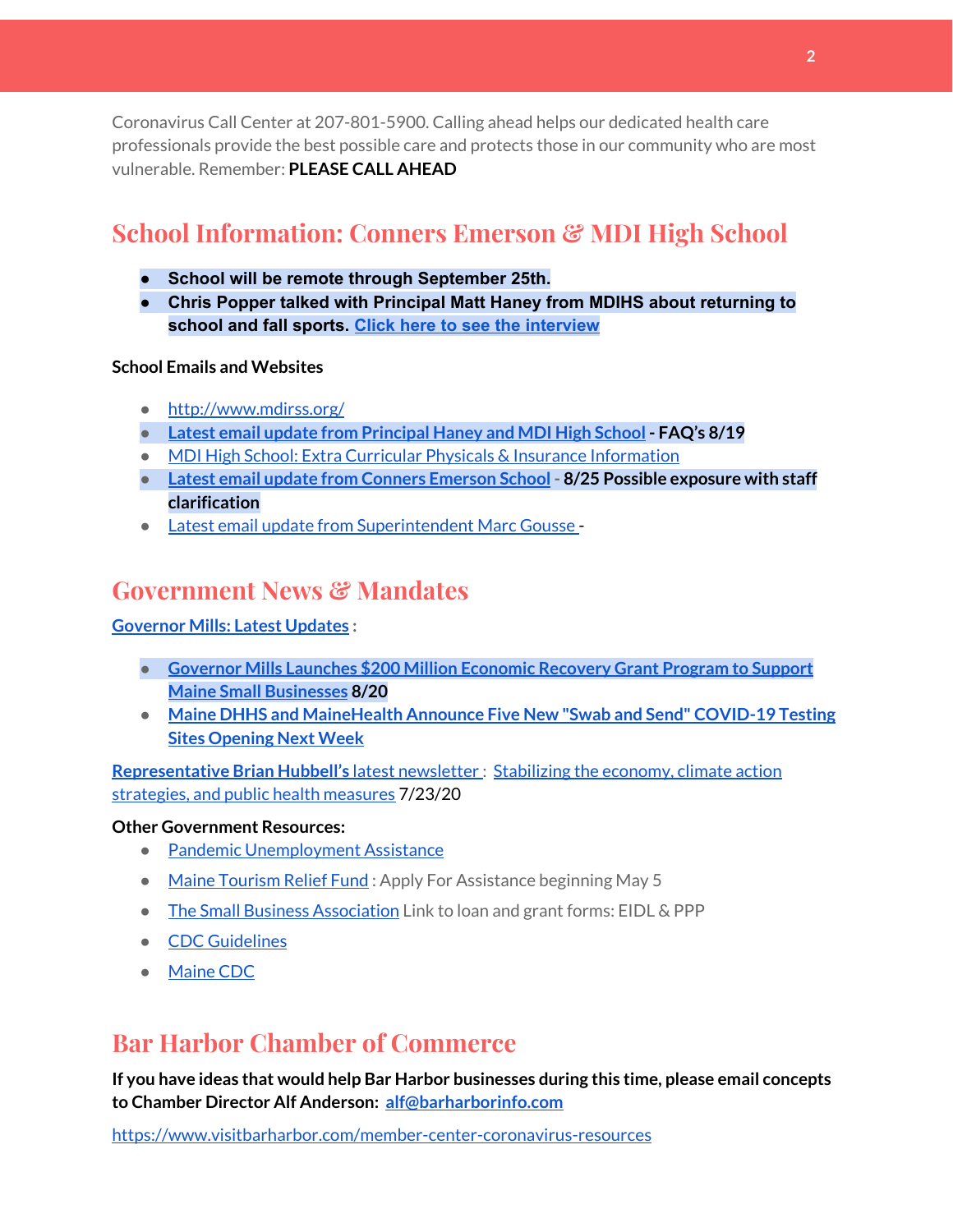Coronavirus Call Center at 207-801-5900. Calling ahead helps our dedicated health care professionals provide the best possible care and protects those in our community who are most vulnerable. Remember: **PLEASE CALL AHEAD**

## School Information: Conners Emerson & MDI High School

- **School will be remote through September 25th.**
- **Chris Popper talked with Principal Matt Haney from MDIHS about returning to school and fall sports. Click here to see the interview**

**School Emails and Websites**

- http://www.mdirss.org/
- **Latest email update from Principal Haney and MDI High School - FAQ's 8/19**
- MDI High School: Extra Curricular Physicals & Insurance Information
- **Latest email update from Conners Emerson School - 8/25 Possible exposure with staff clarification**
- Latest email update from Superintendent Marc Gousse -

## Government News & Mandates

**Governor Mills: Latest Updates :**

- **Governor Mills Launches $200 Million Economic Recovery Grant Program to Support Maine Small Businesses 8/20**
- **Maine DHHS and MaineHealth Announce Five New "Swab and Send" COVID-19 Testing Sites Opening Next Week**

**Representative Brian Hubbell's** latest newsletter : Stabilizing the economy, climate action strategies, and public health measures 7/23/20

**Other Government Resources:**

- Pandemic Unemployment Assistance
- Maine Tourism Relief Fund : Apply For Assistance beginning May 5
- The Small Business Association Link to loan and grant forms: EIDL & PPP
- CDC Guidelines
- Maine CDC

## Bar Harbor Chamber of Commerce

**If you have ideas that would help Bar Harbor businesses during this time, please email concepts to Chamber Director Alf Anderson: alf@barharborinfo.com**

https://www.visitbarharbor.com/member-center-coronavirus-resources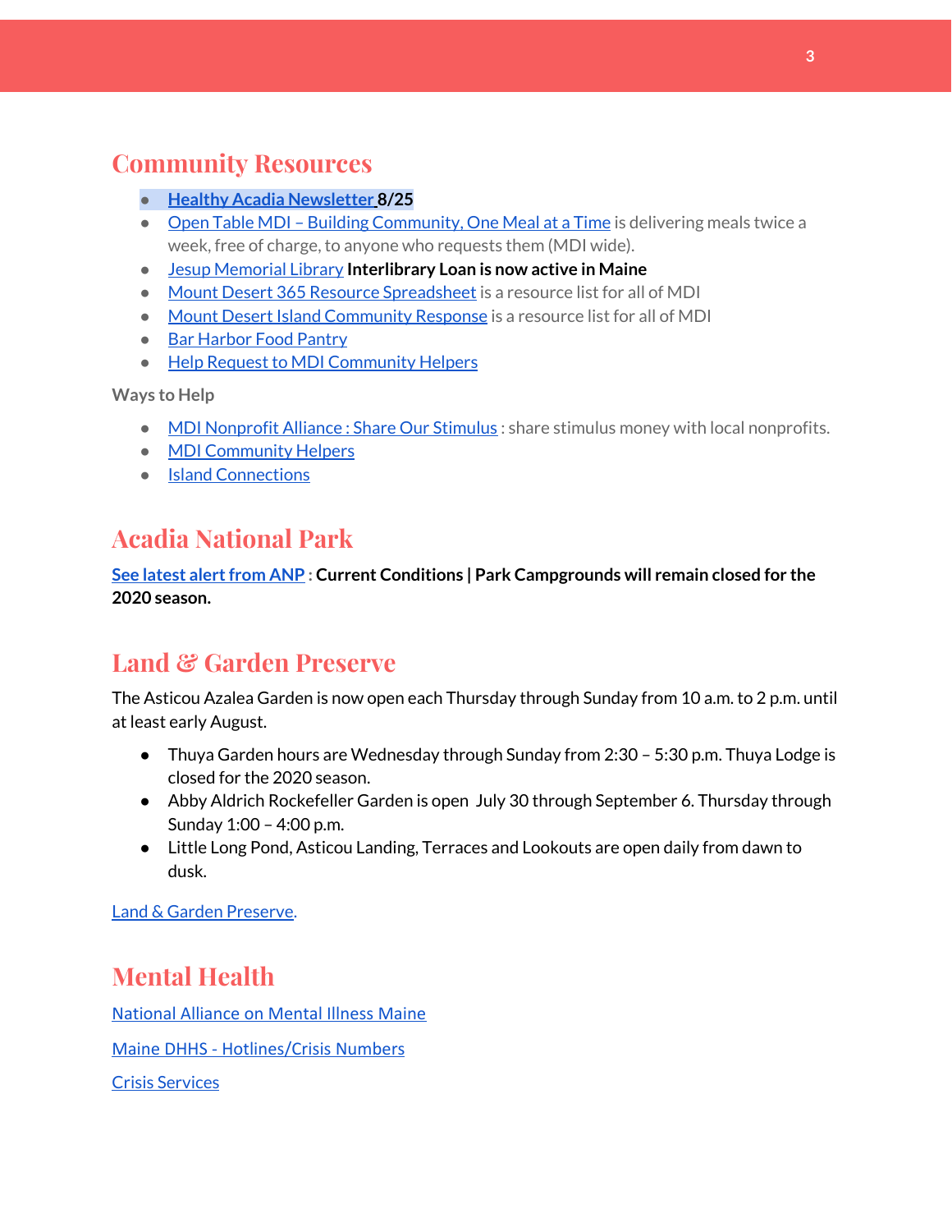## Community Resources

- **Healthy Acadia Newsletter 8/25**
- Open Table MDI – Building Community, One Meal at a Time is delivering meals twice a week, free of charge, to anyone who requests them (MDI wide).
- Jesup Memorial Library **Interlibrary Loan is now active in Maine**
- Mount Desert 365 Resource Spreadsheet is a resource list for all of MDI
- Mount Desert Island Community Response is a resource list for all of MDI
- Bar Harbor Food Pantry
- Help Request to MDI Community Helpers

Ways to Help

- MDI Nonprofit Alliance : Share Our Stimulus : share stimulus money with local nonprofits.
- MDI Community Helpers
- Island Connections

## Acadia National Park

**See latest alert from ANP : Current Conditions | Park Campgrounds will remain closed for the 2020 season.**

## Land & Garden Preserve

The Asticou Azalea Garden is now open each Thursday through Sunday from 10 a.m. to 2 p.m. until at least early August.

- Thuya Garden hours are Wednesday through Sunday from 2:30 – 5:30 p.m. Thuya Lodge is closed for the 2020 season.
- Abby Aldrich Rockefeller Garden is open July 30 through September 6. Thursday through Sunday 1:00 – 4:00 p.m.
- Little Long Pond, Asticou Landing, Terraces and Lookouts are open daily from dawn to dusk.

Land & Garden Preserve.

## Mental Health

National Alliance on Mental Illness Maine

Maine DHHS - Hotlines/Crisis Numbers

Crisis Services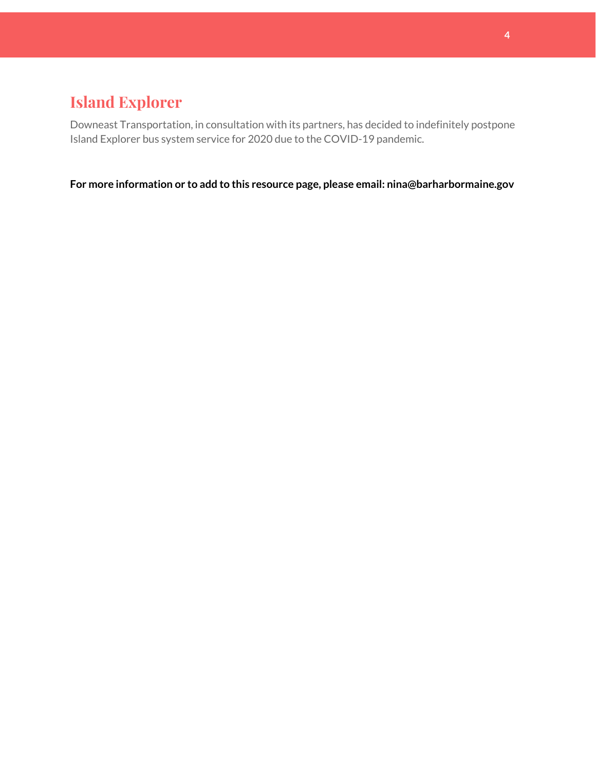## Island Explorer

Downeast Transportation, in consultation with its partners, has decided to indefinitely postpone Island Explorer bus system service for 2020 due to the COVID-19 pandemic.

**For more information or to add to this resource page, please email: nina@barharbormaine.gov**